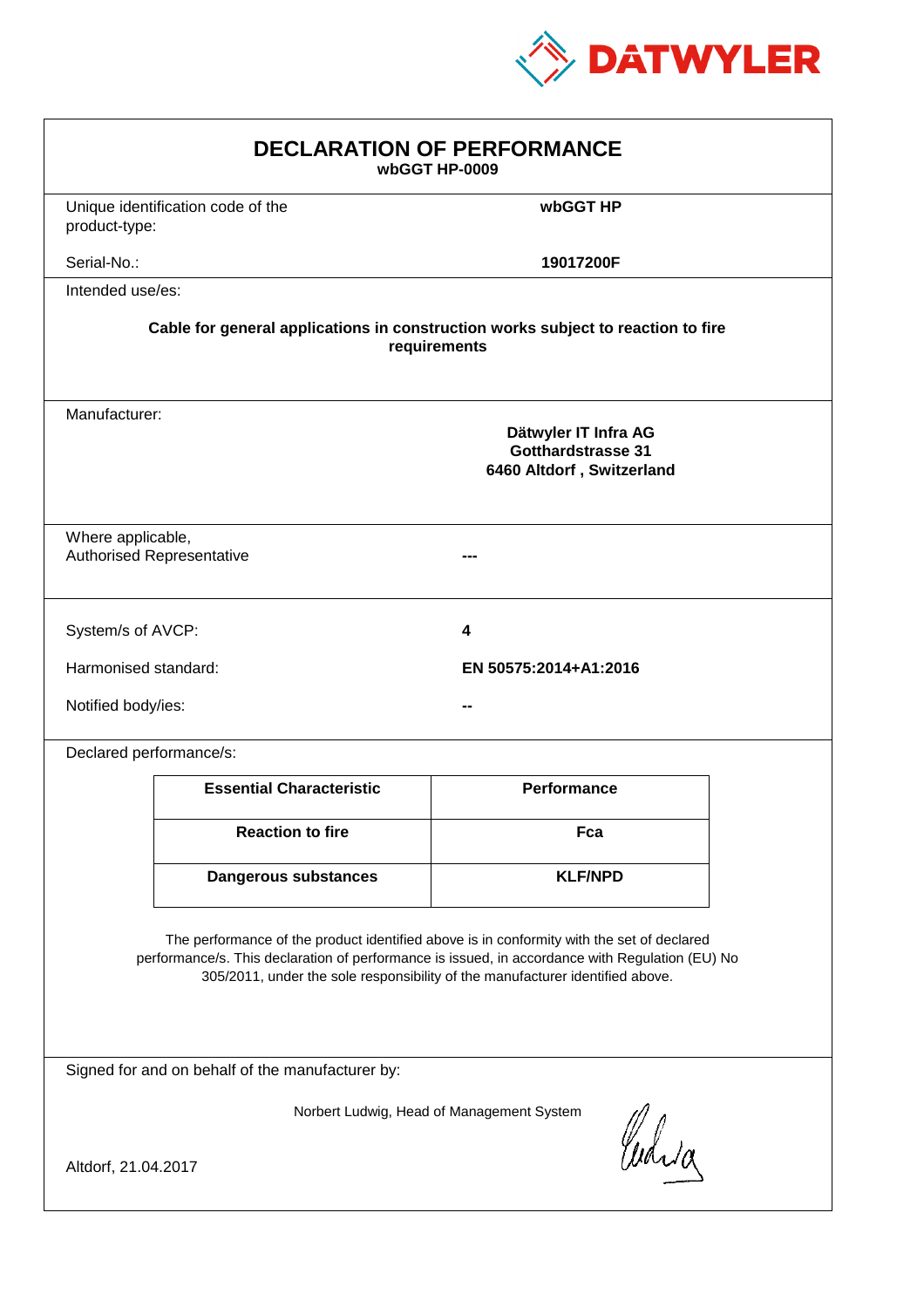DATWYLER

# DECLARATION OF PERFORMANCE

**wbGGT HP-0009**

Unique identification code of the product-type: **wbGGT HP**

Serial-No.: **19017200F**

Intended use/es:

**Cable for general applications in construction works subject to reaction to fire requirements**

Manufacturer:

**Dätwyler IT Infra AG**
**Gotthardstrasse 31**
**6460 Altdorf , Switzerland**

Where applicable, Authorised Representative: **---**

System/s of AVCP: **4**

Harmonised standard: **EN 50575:2014+A1:2016**

Notified body/ies: **--**

Declared performance/s:

| Essential Characteristic | Performance |
|---|---|
| **Reaction to fire** | **Fca** |
| **Dangerous substances** | **KLF/NPD** |

The performance of the product identified above is in conformity with the set of declared performance/s. This declaration of performance is issued, in accordance with Regulation (EU) No 305/2011, under the sole responsibility of the manufacturer identified above.

Signed for and on behalf of the manufacturer by:

Norbert Ludwig, Head of Management System

Altdorf, 21.04.2017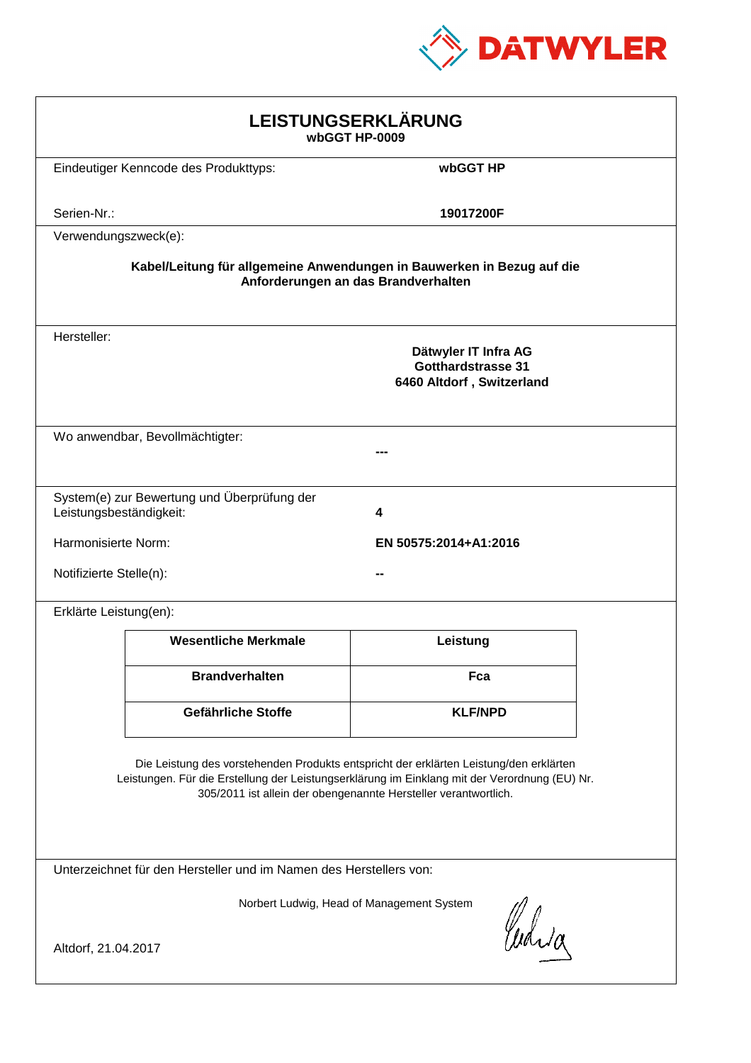DATWYLER

# LEISTUNGSERKLÄRUNG

**wbGGT HP-0009**

Eindeutiger Kenncode des Produkttyps: **wbGGT HP**

Serien-Nr.: **19017200F**

Verwendungszweck(e):

**Kabel/Leitung für allgemeine Anwendungen in Bauwerken in Bezug auf die Anforderungen an das Brandverhalten**

Hersteller:

**Dätwyler IT Infra AG**
**Gotthardstrasse 31**
**6460 Altdorf , Switzerland**

Wo anwendbar, Bevollmächtigter: **---**

System(e) zur Bewertung und Überprüfung der Leistungsbeständigkeit: **4**

Harmonisierte Norm: **EN 50575:2014+A1:2016**

Notifizierte Stelle(n): **--**

Erklärte Leistung(en):

| Wesentliche Merkmale | Leistung |
|---|---|
| **Brandverhalten** | **Fca** |
| **Gefährliche Stoffe** | **KLF/NPD** |

Die Leistung des vorstehenden Produkts entspricht der erklärten Leistung/den erklärten Leistungen. Für die Erstellung der Leistungserklärung im Einklang mit der Verordnung (EU) Nr. 305/2011 ist allein der obengenannte Hersteller verantwortlich.

Unterzeichnet für den Hersteller und im Namen des Herstellers von:

Norbert Ludwig, Head of Management System

Altdorf, 21.04.2017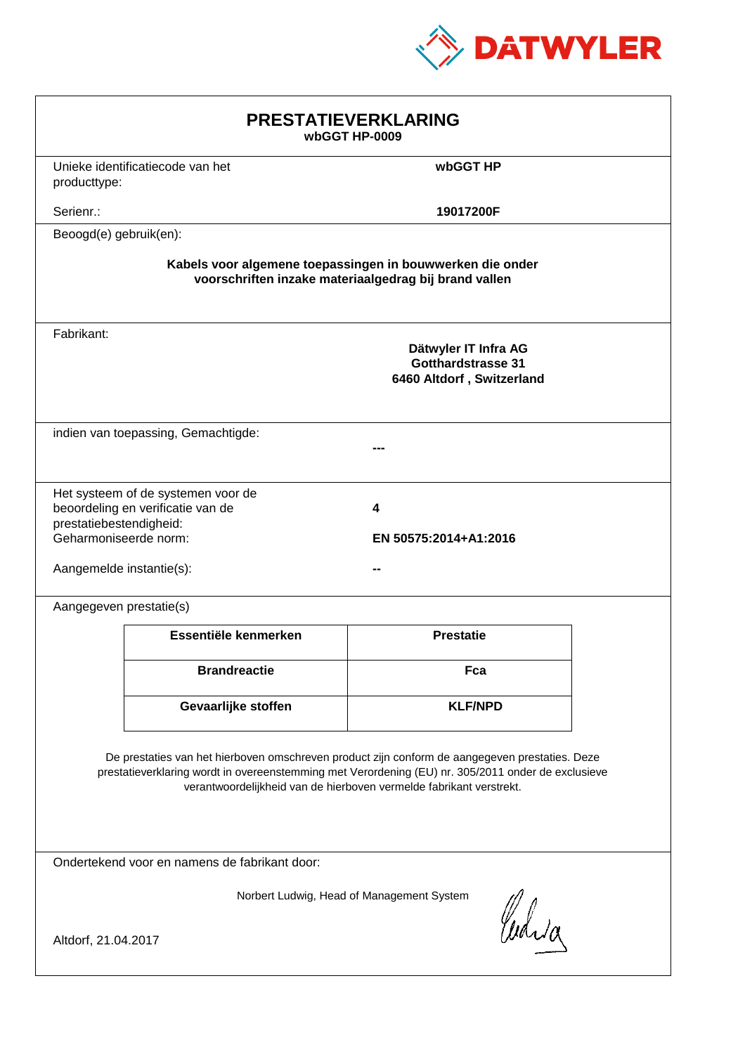DATWYLER

# PRESTATIEVERKLARING

**wbGGT HP-0009**

Unieke identificatiecode van het producttype: **wbGGT HP**

Serienr.: **19017200F**

Beoogd(e) gebruik(en):

**Kabels voor algemene toepassingen in bouwwerken die onder voorschriften inzake materiaalgedrag bij brand vallen**

Fabrikant:

**Dätwyler IT Infra AG**
**Gotthardstrasse 31**
**6460 Altdorf , Switzerland**

indien van toepassing, Gemachtigde: **---**

Het systeem of de systemen voor de beoordeling en verificatie van de prestatiebestendigheid: **4**

Geharmoniseerde norm: **EN 50575:2014+A1:2016**

Aangemelde instantie(s): **--**

Aangegeven prestatie(s)

| Essentiële kenmerken | Prestatie |
|---|---|
| **Brandreactie** | **Fca** |
| **Gevaarlijke stoffen** | **KLF/NPD** |

De prestaties van het hierboven omschreven product zijn conform de aangegeven prestaties. Deze prestatieverklaring wordt in overeenstemming met Verordening (EU) nr. 305/2011 onder de exclusieve verantwoordelijkheid van de hierboven vermelde fabrikant verstrekt.

Ondertekend voor en namens de fabrikant door:

Norbert Ludwig, Head of Management System

Altdorf, 21.04.2017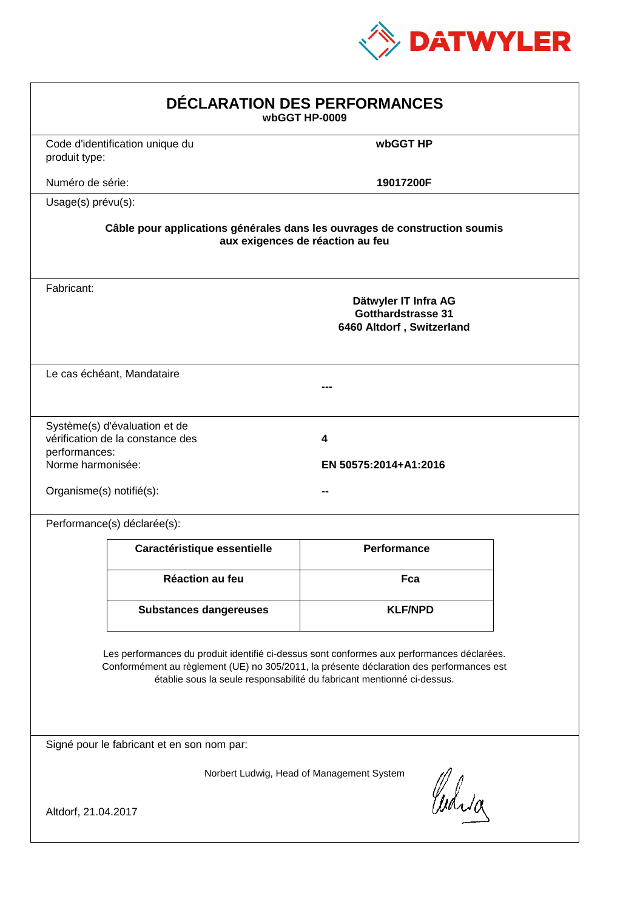DATWYLER

# DÉCLARATION DES PERFORMANCES

**wbGGT HP-0009**

Code d'identification unique du produit type: **wbGGT HP**

Numéro de série: **19017200F**

Usage(s) prévu(s):

**Câble pour applications générales dans les ouvrages de construction soumis aux exigences de réaction au feu**

Fabricant:

**Dätwyler IT Infra AG**
**Gotthardstrasse 31**
**6460 Altdorf , Switzerland**

Le cas échéant, Mandataire **---**

Système(s) d'évaluation et de vérification de la constance des performances: **4**

Norme harmonisée: **EN 50575:2014+A1:2016**

Organisme(s) notifié(s): **--**

Performance(s) déclarée(s):

| Caractéristique essentielle | Performance |
|---|---|
| **Réaction au feu** | **Fca** |
| **Substances dangereuses** | **KLF/NPD** |

Les performances du produit identifié ci-dessus sont conformes aux performances déclarées. Conformément au règlement (UE) no 305/2011, la présente déclaration des performances est établie sous la seule responsabilité du fabricant mentionné ci-dessus.

Signé pour le fabricant et en son nom par:

Norbert Ludwig, Head of Management System

Altdorf, 21.04.2017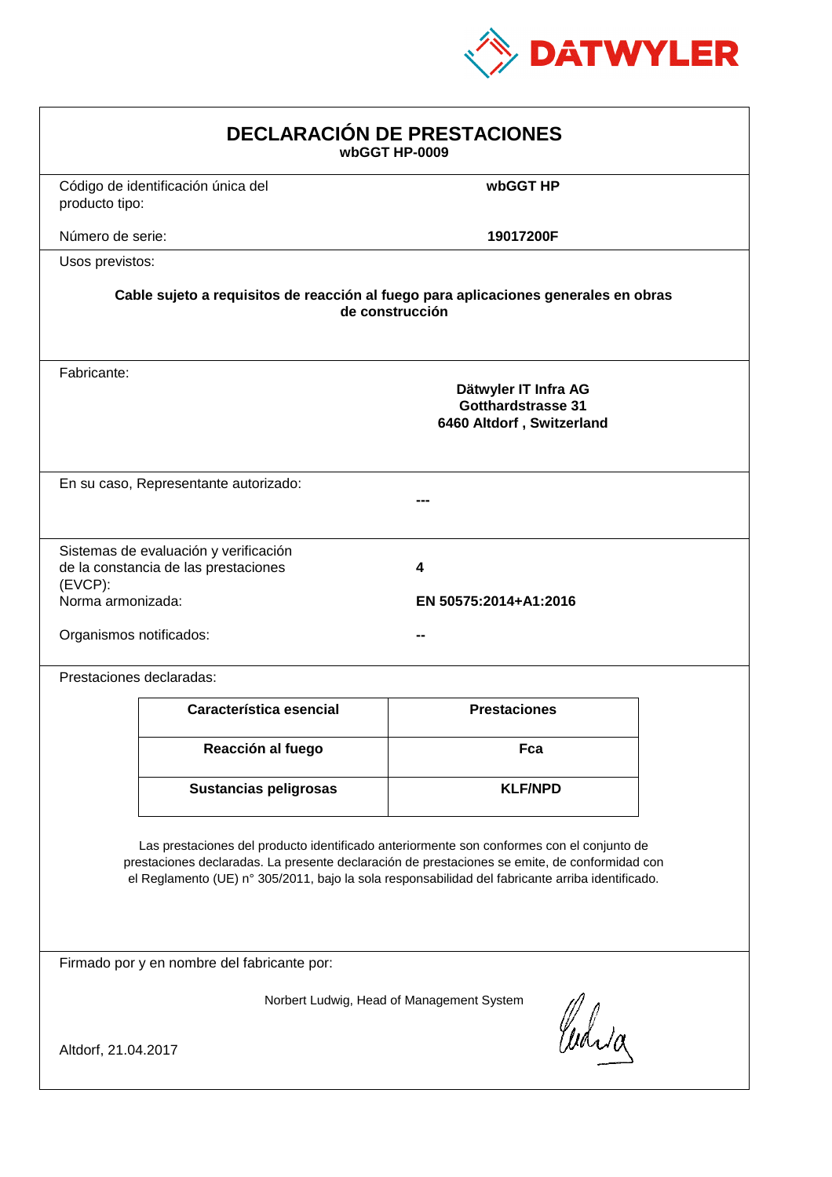DATWYLER

# DECLARACIÓN DE PRESTACIONES

**wbGGT HP-0009**

Código de identificación única del producto tipo: **wbGGT HP**

Número de serie: **19017200F**

Usos previstos:

**Cable sujeto a requisitos de reacción al fuego para aplicaciones generales en obras de construcción**

Fabricante:

**Dätwyler IT Infra AG**
**Gotthardstrasse 31**
**6460 Altdorf , Switzerland**

En su caso, Representante autorizado: **---**

Sistemas de evaluación y verificación de la constancia de las prestaciones (EVCP): **4**

Norma armonizada: **EN 50575:2014+A1:2016**

Organismos notificados: **--**

Prestaciones declaradas:

| Característica esencial | Prestaciones |
|---|---|
| **Reacción al fuego** | **Fca** |
| **Sustancias peligrosas** | **KLF/NPD** |

Las prestaciones del producto identificado anteriormente son conformes con el conjunto de prestaciones declaradas. La presente declaración de prestaciones se emite, de conformidad con el Reglamento (UE) n° 305/2011, bajo la sola responsabilidad del fabricante arriba identificado.

Firmado por y en nombre del fabricante por:

Norbert Ludwig, Head of Management System

Altdorf, 21.04.2017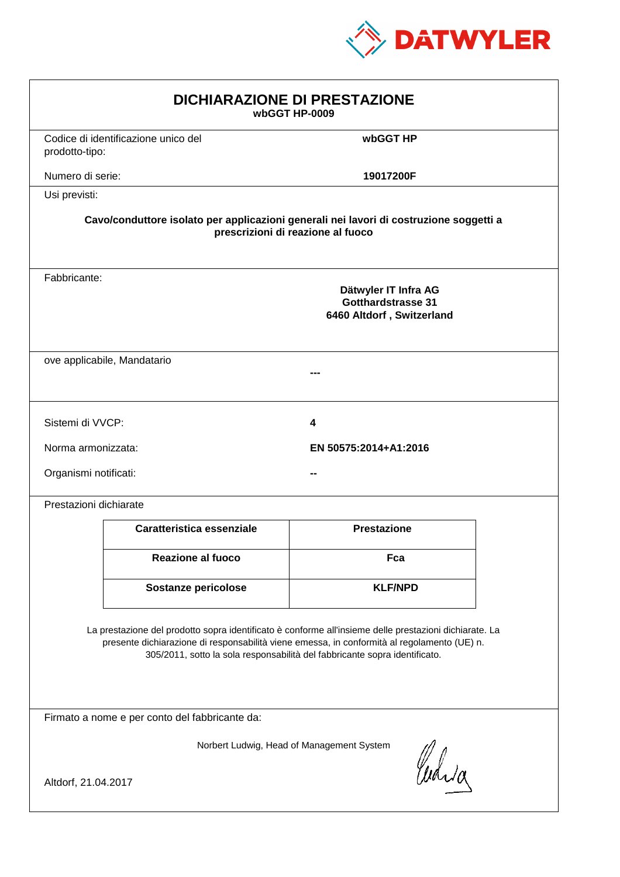DATWYLER

# DICHIARAZIONE DI PRESTAZIONE

**wbGGT HP-0009**

Codice di identificazione unico del prodotto-tipo: **wbGGT HP**

Numero di serie: **19017200F**

Usi previsti:

**Cavo/conduttore isolato per applicazioni generali nei lavori di costruzione soggetti a prescrizioni di reazione al fuoco**

Fabbricante:

**Dätwyler IT Infra AG**
**Gotthardstrasse 31**
**6460 Altdorf , Switzerland**

ove applicabile, Mandatario

**---**

Sistemi di VVCP: **4**

Norma armonizzata: **EN 50575:2014+A1:2016**

Organismi notificati: **--**

Prestazioni dichiarate

| Caratteristica essenziale | Prestazione |
|---|---|
| **Reazione al fuoco** | **Fca** |
| **Sostanze pericolose** | **KLF/NPD** |

La prestazione del prodotto sopra identificato è conforme all'insieme delle prestazioni dichiarate. La presente dichiarazione di responsabilità viene emessa, in conformità al regolamento (UE) n. 305/2011, sotto la sola responsabilità del fabbricante sopra identificato.

Firmato a nome e per conto del fabbricante da:

Norbert Ludwig, Head of Management System

Altdorf, 21.04.2017